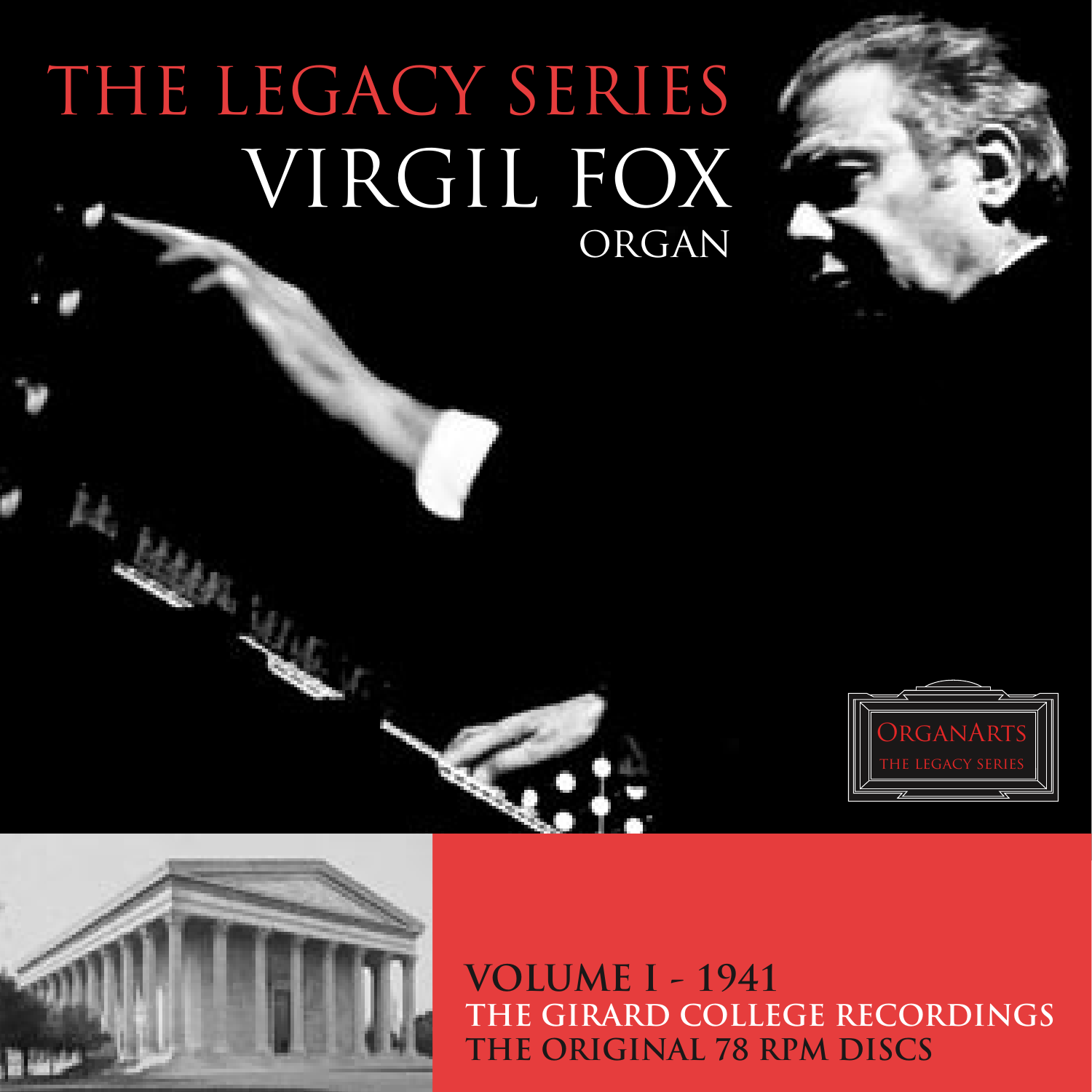# THE LEGACY SERIES

# VIRGIL FOX

## ORGAN

ORGANARTS
THE LEGACY SERIES

**VOLUME I - 1941**
**THE GIRARD COLLEGE RECORDINGS**
**THE ORIGINAL 78 RPM DISCS**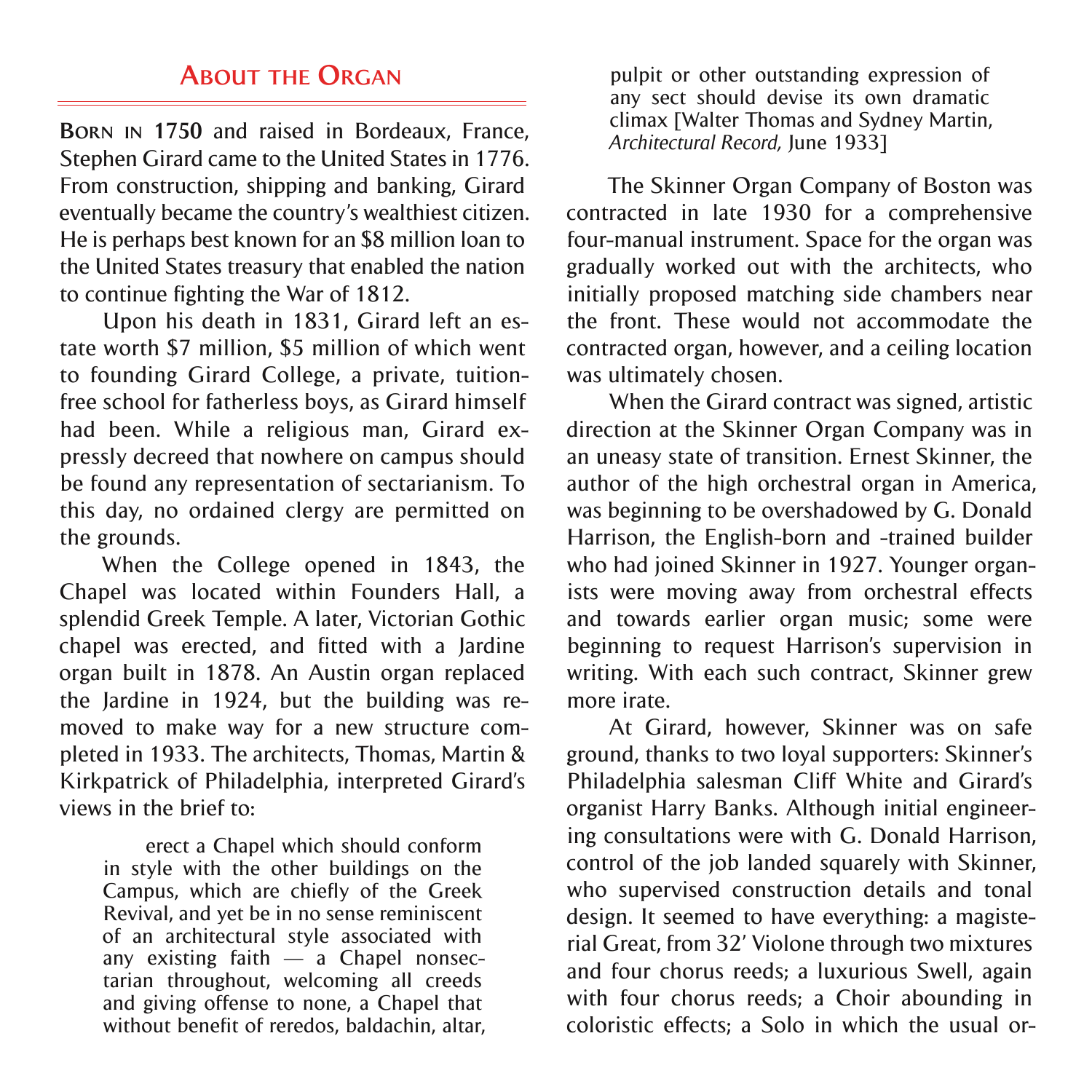## About the Organ

**Born in 1750** and raised in Bordeaux, France, Stephen Girard came to the United States in 1776. From construction, shipping and banking, Girard eventually became the country's wealthiest citizen. He is perhaps best known for an $8 million loan to the United States treasury that enabled the nation to continue fighting the War of 1812.

Upon his death in 1831, Girard left an estate worth $7 million, $5 million of which went to founding Girard College, a private, tuition-free school for fatherless boys, as Girard himself had been. While a religious man, Girard expressly decreed that nowhere on campus should be found any representation of sectarianism. To this day, no ordained clergy are permitted on the grounds.

When the College opened in 1843, the Chapel was located within Founders Hall, a splendid Greek Temple. A later, Victorian Gothic chapel was erected, and fitted with a Jardine organ built in 1878. An Austin organ replaced the Jardine in 1924, but the building was removed to make way for a new structure completed in 1933. The architects, Thomas, Martin & Kirkpatrick of Philadelphia, interpreted Girard's views in the brief to:

> erect a Chapel which should conform in style with the other buildings on the Campus, which are chiefly of the Greek Revival, and yet be in no sense reminiscent of an architectural style associated with any existing faith — a Chapel nonsectarian throughout, welcoming all creeds and giving offense to none, a Chapel that without benefit of reredos, baldachin, altar, pulpit or other outstanding expression of any sect should devise its own dramatic climax [Walter Thomas and Sydney Martin, *Architectural Record,* June 1933]

The Skinner Organ Company of Boston was contracted in late 1930 for a comprehensive four-manual instrument. Space for the organ was gradually worked out with the architects, who initially proposed matching side chambers near the front. These would not accommodate the contracted organ, however, and a ceiling location was ultimately chosen.

When the Girard contract was signed, artistic direction at the Skinner Organ Company was in an uneasy state of transition. Ernest Skinner, the author of the high orchestral organ in America, was beginning to be overshadowed by G. Donald Harrison, the English-born and -trained builder who had joined Skinner in 1927. Younger organists were moving away from orchestral effects and towards earlier organ music; some were beginning to request Harrison's supervision in writing. With each such contract, Skinner grew more irate.

At Girard, however, Skinner was on safe ground, thanks to two loyal supporters: Skinner's Philadelphia salesman Cliff White and Girard's organist Harry Banks. Although initial engineering consultations were with G. Donald Harrison, control of the job landed squarely with Skinner, who supervised construction details and tonal design. It seemed to have everything: a magisterial Great, from 32′ Violone through two mixtures and four chorus reeds; a luxurious Swell, again with four chorus reeds; a Choir abounding in coloristic effects; a Solo in which the usual or-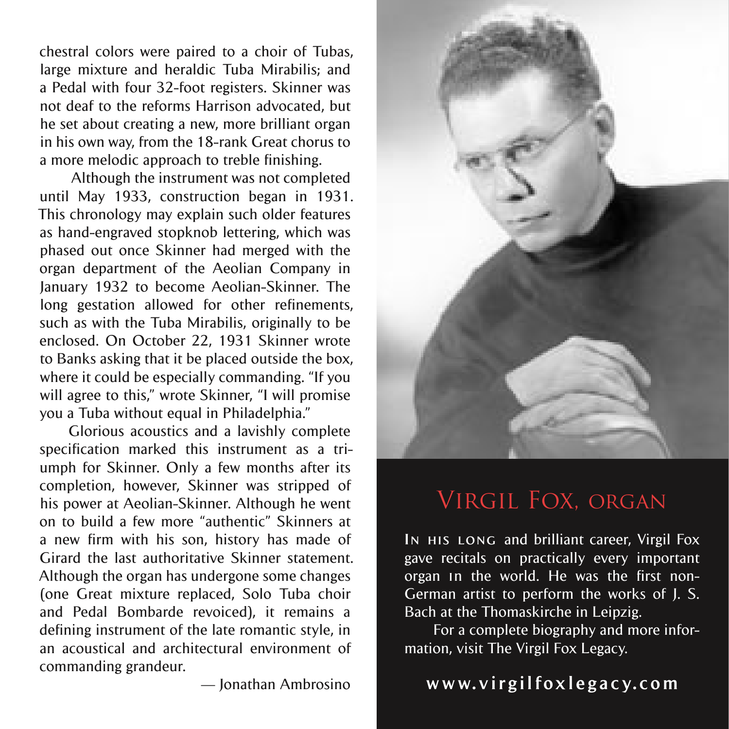chestral colors were paired to a choir of Tubas, large mixture and heraldic Tuba Mirabilis; and a Pedal with four 32-foot registers. Skinner was not deaf to the reforms Harrison advocated, but he set about creating a new, more brilliant organ in his own way, from the 18-rank Great chorus to a more melodic approach to treble finishing.

Although the instrument was not completed until May 1933, construction began in 1931. This chronology may explain such older features as hand-engraved stopknob lettering, which was phased out once Skinner had merged with the organ department of the Aeolian Company in January 1932 to become Aeolian-Skinner. The long gestation allowed for other refinements, such as with the Tuba Mirabilis, originally to be enclosed. On October 22, 1931 Skinner wrote to Banks asking that it be placed outside the box, where it could be especially commanding. "If you will agree to this," wrote Skinner, "I will promise you a Tuba without equal in Philadelphia."

Glorious acoustics and a lavishly complete specification marked this instrument as a triumph for Skinner. Only a few months after its completion, however, Skinner was stripped of his power at Aeolian-Skinner. Although he went on to build a few more "authentic" Skinners at a new firm with his son, history has made of Girard the last authoritative Skinner statement. Although the organ has undergone some changes (one Great mixture replaced, Solo Tuba choir and Pedal Bombarde revoiced), it remains a defining instrument of the late romantic style, in an acoustical and architectural environment of commanding grandeur.

— Jonathan Ambrosino

## Virgil Fox, organ

In his long and brilliant career, Virgil Fox gave recitals on practically every important organ in the world. He was the first non-German artist to perform the works of J. S. Bach at the Thomaskirche in Leipzig.

For a complete biography and more information, visit The Virgil Fox Legacy.

**www.virgilfoxlegacy.com**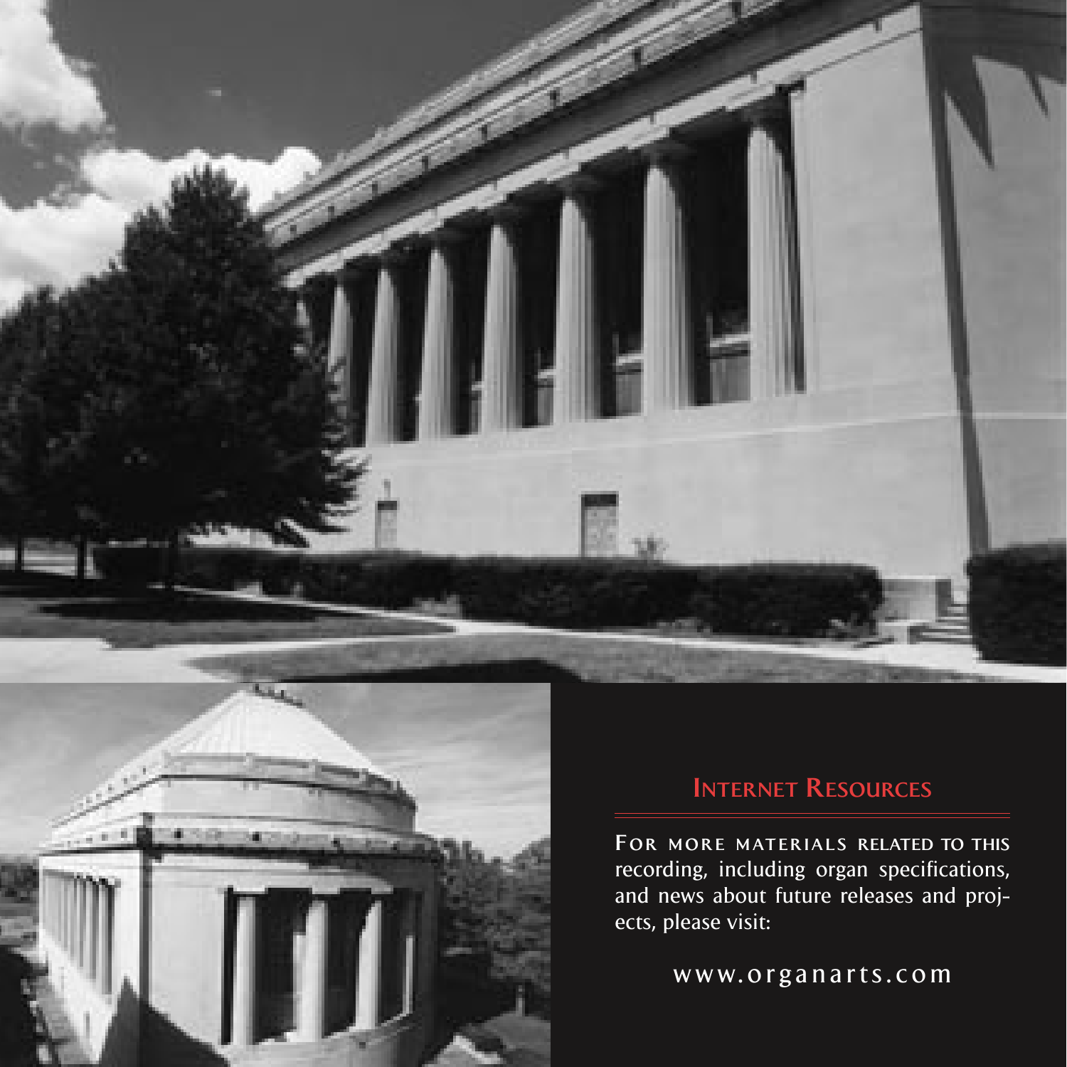## Internet Resources

For more materials related to this recording, including organ specifications, and news about future releases and projects, please visit:

www.organarts.com